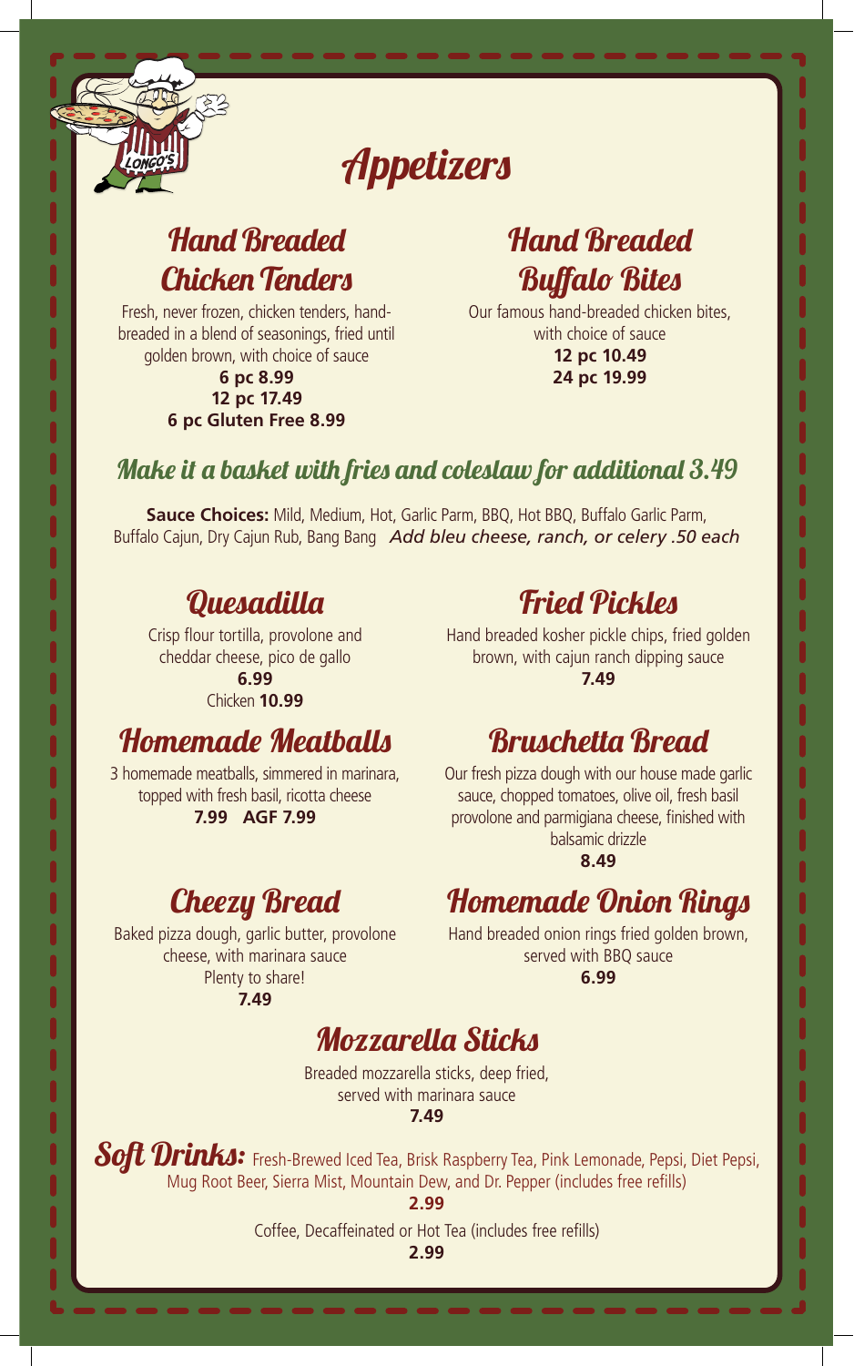# Appetizers

## Hand Breaded Chicken Tenders

Fresh, never frozen, chicken tenders, hand-breaded in a blend of seasonings, fried until golden brown, with choice of sauce

**6 pc 8.99**
**12 pc 17.49**
**6 pc Gluten Free 8.99**

## Hand Breaded Buffalo Bites

Our famous hand-breaded chicken bites, with choice of sauce

**12 pc 10.49**
**24 pc 19.99**

### Make it a basket with fries and coleslaw for additional 3.49

**Sauce Choices:** Mild, Medium, Hot, Garlic Parm, BBQ, Hot BBQ, Buffalo Garlic Parm, Buffalo Cajun, Dry Cajun Rub, Bang Bang *Add bleu cheese, ranch, or celery .50 each*

## Quesadilla

Crisp flour tortilla, provolone and cheddar cheese, pico de gallo

**6.99**
Chicken **10.99**

## Fried Pickles

Hand breaded kosher pickle chips, fried golden brown, with cajun ranch dipping sauce

**7.49**

## Homemade Meatballs

3 homemade meatballs, simmered in marinara, topped with fresh basil, ricotta cheese

**7.99 AGF 7.99**

## Bruschetta Bread

Our fresh pizza dough with our house made garlic sauce, chopped tomatoes, olive oil, fresh basil provolone and parmigiana cheese, finished with balsamic drizzle

**8.49**

## Cheezy Bread

Baked pizza dough, garlic butter, provolone cheese, with marinara sauce
Plenty to share!

**7.49**

## Homemade Onion Rings

Hand breaded onion rings fried golden brown, served with BBQ sauce

**6.99**

## Mozzarella Sticks

Breaded mozzarella sticks, deep fried, served with marinara sauce

**7.49**

## Soft Drinks:

Fresh-Brewed Iced Tea, Brisk Raspberry Tea, Pink Lemonade, Pepsi, Diet Pepsi, Mug Root Beer, Sierra Mist, Mountain Dew, and Dr. Pepper (includes free refills)

**2.99**

Coffee, Decaffeinated or Hot Tea (includes free refills)

**2.99**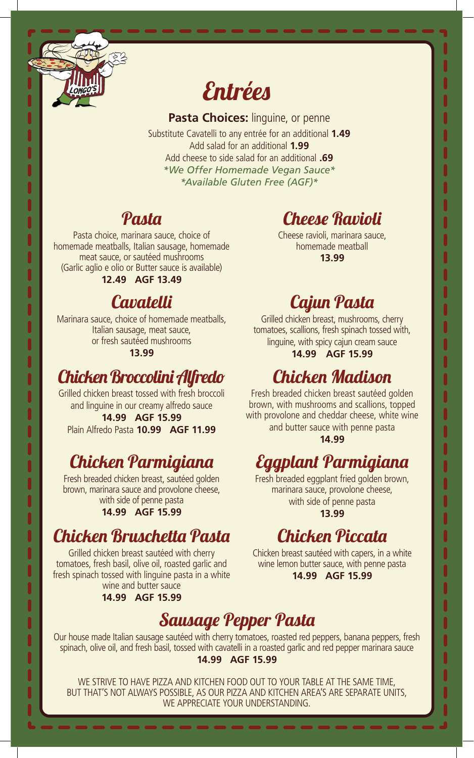# Entrées

**Pasta Choices:** linguine, or penne

Substitute Cavatelli to any entrée for an additional **1.49**
Add salad for an additional **1.99**
Add cheese to side salad for an additional **.69**
*\*We Offer Homemade Vegan Sauce\**
*\*Available Gluten Free (AGF)\**

## Pasta

Pasta choice, marinara sauce, choice of homemade meatballs, Italian sausage, homemade meat sauce, or sautéed mushrooms
(Garlic aglio e olio or Butter sauce is available)
**12.49 AGF 13.49**

## Cavatelli

Marinara sauce, choice of homemade meatballs, Italian sausage, meat sauce, or fresh sautéed mushrooms
**13.99**

## Chicken Broccolini Alfredo

Grilled chicken breast tossed with fresh broccoli and linguine in our creamy alfredo sauce
**14.99 AGF 15.99**
Plain Alfredo Pasta **10.99 AGF 11.99**

## Chicken Parmigiana

Fresh breaded chicken breast, sautéed golden brown, marinara sauce and provolone cheese, with side of penne pasta
**14.99 AGF 15.99**

## Chicken Bruschetta Pasta

Grilled chicken breast sautéed with cherry tomatoes, fresh basil, olive oil, roasted garlic and fresh spinach tossed with linguine pasta in a white wine and butter sauce
**14.99 AGF 15.99**

## Cheese Ravioli

Cheese ravioli, marinara sauce, homemade meatball
**13.99**

## Cajun Pasta

Grilled chicken breast, mushrooms, cherry tomatoes, scallions, fresh spinach tossed with, linguine, with spicy cajun cream sauce
**14.99 AGF 15.99**

## Chicken Madison

Fresh breaded chicken breast sautéed golden brown, with mushrooms and scallions, topped with provolone and cheddar cheese, white wine and butter sauce with penne pasta
**14.99**

## Eggplant Parmigiana

Fresh breaded eggplant fried golden brown, marinara sauce, provolone cheese, with side of penne pasta
**13.99**

## Chicken Piccata

Chicken breast sautéed with capers, in a white wine lemon butter sauce, with penne pasta
**14.99 AGF 15.99**

## Sausage Pepper Pasta

Our house made Italian sausage sautéed with cherry tomatoes, roasted red peppers, banana peppers, fresh spinach, olive oil, and fresh basil, tossed with cavatelli in a roasted garlic and red pepper marinara sauce
**14.99 AGF 15.99**

WE STRIVE TO HAVE PIZZA AND KITCHEN FOOD OUT TO YOUR TABLE AT THE SAME TIME, BUT THAT'S NOT ALWAYS POSSIBLE, AS OUR PIZZA AND KITCHEN AREA'S ARE SEPARATE UNITS, WE APPRECIATE YOUR UNDERSTANDING.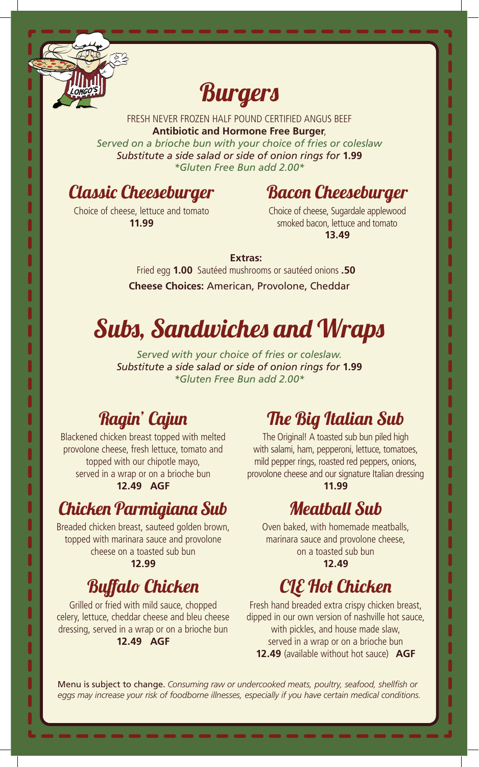# Burgers

FRESH NEVER FROZEN HALF POUND CERTIFIED ANGUS BEEF
**Antibiotic and Hormone Free Burger**,
*Served on a brioche bun with your choice of fries or coleslaw*
*Substitute a side salad or side of onion rings for* **1.99**
*\*Gluten Free Bun add 2.00\**

## Classic Cheeseburger

Choice of cheese, lettuce and tomato
**11.99**

## Bacon Cheeseburger

Choice of cheese, Sugardale applewood smoked bacon, lettuce and tomato
**13.49**

**Extras:**
Fried egg **1.00** Sautéed mushrooms or sautéed onions **.50**
**Cheese Choices:** American, Provolone, Cheddar

# Subs, Sandwiches and Wraps

*Served with your choice of fries or coleslaw.*
*Substitute a side salad or side of onion rings for* **1.99**
*\*Gluten Free Bun add 2.00\**

## Ragin' Cajun

Blackened chicken breast topped with melted provolone cheese, fresh lettuce, tomato and topped with our chipotle mayo, served in a wrap or on a brioche bun
**12.49 AGF**

## Chicken Parmigiana Sub

Breaded chicken breast, sauteed golden brown, topped with marinara sauce and provolone cheese on a toasted sub bun
**12.99**

## Buffalo Chicken

Grilled or fried with mild sauce, chopped celery, lettuce, cheddar cheese and bleu cheese dressing, served in a wrap or on a brioche bun
**12.49 AGF**

## The Big Italian Sub

The Original! A toasted sub bun piled high with salami, ham, pepperoni, lettuce, tomatoes, mild pepper rings, roasted red peppers, onions, provolone cheese and our signature Italian dressing
**11.99**

## Meatball Sub

Oven baked, with homemade meatballs, marinara sauce and provolone cheese, on a toasted sub bun
**12.49**

## CLE Hot Chicken

Fresh hand breaded extra crispy chicken breast, dipped in our own version of nashville hot sauce, with pickles, and house made slaw, served in a wrap or on a brioche bun
**12.49** (available without hot sauce) **AGF**

Menu is subject to change. *Consuming raw or undercooked meats, poultry, seafood, shellfish or eggs may increase your risk of foodborne illnesses, especially if you have certain medical conditions.*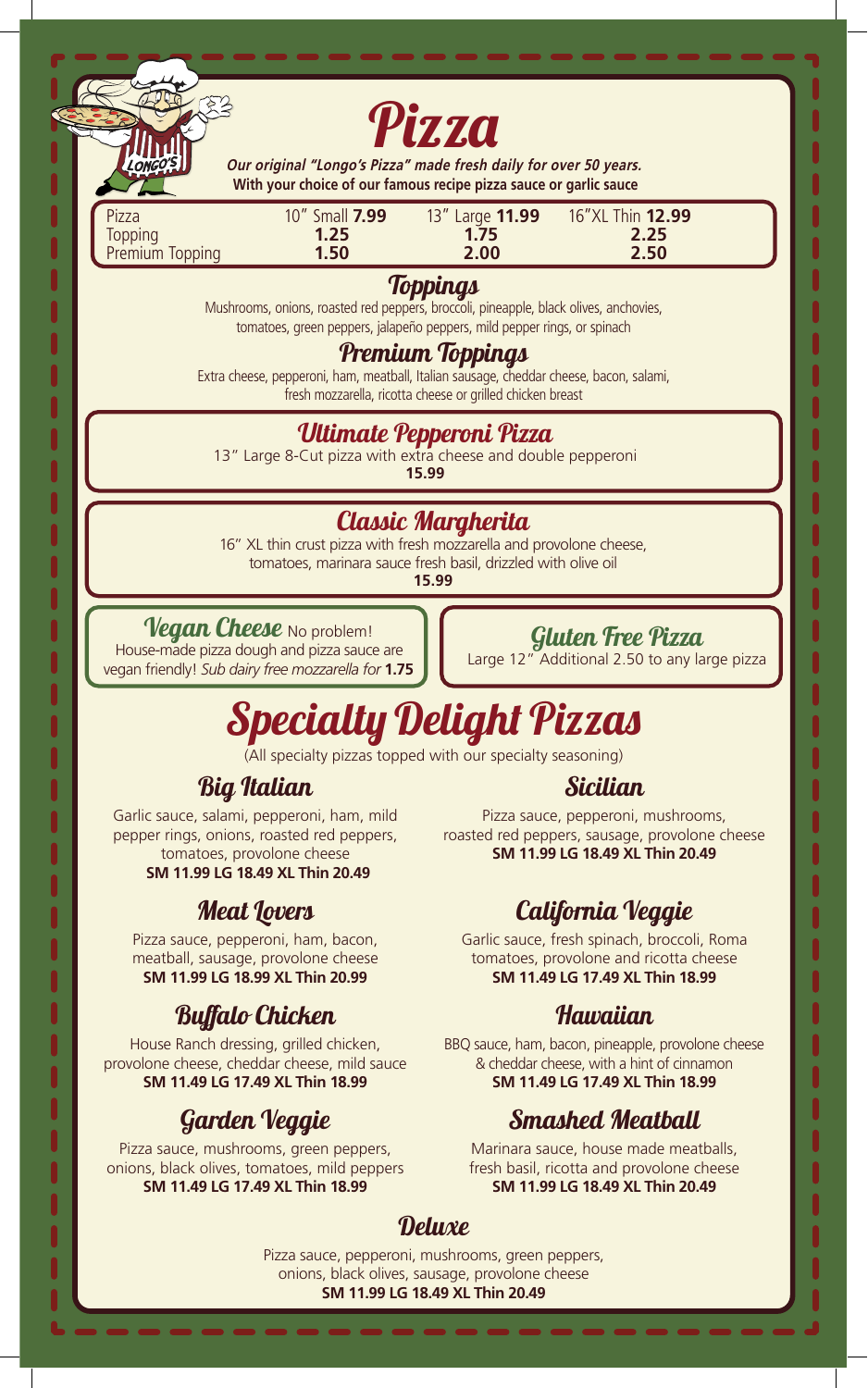# Pizza

***Our original "Longo's Pizza" made fresh daily for over 50 years.***
**With your choice of our famous recipe pizza sauce or garlic sauce**

| | 10" Small | 13" Large | 16"XL Thin |
|---|---|---|---|
| Pizza | **7.99** | **11.99** | **12.99** |
| Topping | **1.25** | **1.75** | **2.25** |
| Premium Topping | **1.50** | **2.00** | **2.50** |

## Toppings

Mushrooms, onions, roasted red peppers, broccoli, pineapple, black olives, anchovies, tomatoes, green peppers, jalapeño peppers, mild pepper rings, or spinach

## Premium Toppings

Extra cheese, pepperoni, ham, meatball, Italian sausage, cheddar cheese, bacon, salami, fresh mozzarella, ricotta cheese or grilled chicken breast

## Ultimate Pepperoni Pizza

13" Large 8-Cut pizza with extra cheese and double pepperoni
**15.99**

## Classic Margherita

16" XL thin crust pizza with fresh mozzarella and provolone cheese, tomatoes, marinara sauce fresh basil, drizzled with olive oil
**15.99**

## Vegan Cheese

No problem! House-made pizza dough and pizza sauce are vegan friendly! *Sub dairy free mozzarella for* **1.75**

## Gluten Free Pizza

Large 12" Additional 2.50 to any large pizza

# Specialty Delight Pizzas

(All specialty pizzas topped with our specialty seasoning)

## Big Italian

Garlic sauce, salami, pepperoni, ham, mild pepper rings, onions, roasted red peppers, tomatoes, provolone cheese
**SM 11.99 LG 18.49 XL Thin 20.49**

## Sicilian

Pizza sauce, pepperoni, mushrooms, roasted red peppers, sausage, provolone cheese
**SM 11.99 LG 18.49 XL Thin 20.49**

## Meat Lovers

Pizza sauce, pepperoni, ham, bacon, meatball, sausage, provolone cheese
**SM 11.99 LG 18.99 XL Thin 20.99**

## California Veggie

Garlic sauce, fresh spinach, broccoli, Roma tomatoes, provolone and ricotta cheese
**SM 11.49 LG 17.49 XL Thin 18.99**

## Buffalo Chicken

House Ranch dressing, grilled chicken, provolone cheese, cheddar cheese, mild sauce
**SM 11.49 LG 17.49 XL Thin 18.99**

## Hawaiian

BBQ sauce, ham, bacon, pineapple, provolone cheese & cheddar cheese, with a hint of cinnamon
**SM 11.49 LG 17.49 XL Thin 18.99**

## Garden Veggie

Pizza sauce, mushrooms, green peppers, onions, black olives, tomatoes, mild peppers
**SM 11.49 LG 17.49 XL Thin 18.99**

## Smashed Meatball

Marinara sauce, house made meatballs, fresh basil, ricotta and provolone cheese
**SM 11.99 LG 18.49 XL Thin 20.49**

## Deluxe

Pizza sauce, pepperoni, mushrooms, green peppers, onions, black olives, sausage, provolone cheese
**SM 11.99 LG 18.49 XL Thin 20.49**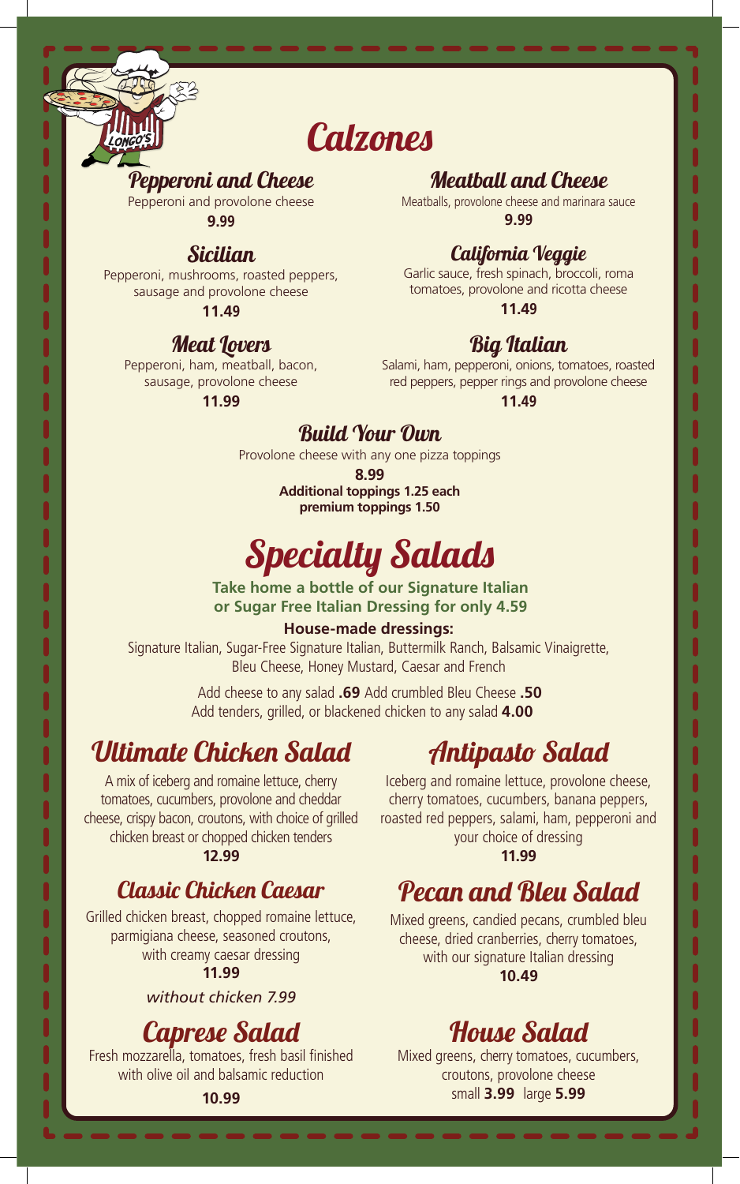# Calzones

### Pepperoni and Cheese

Pepperoni and provolone cheese

**9.99**

### Sicilian

Pepperoni, mushrooms, roasted peppers, sausage and provolone cheese

**11.49**

### Meat Lovers

Pepperoni, ham, meatball, bacon, sausage, provolone cheese

**11.99**

### Meatball and Cheese

Meatballs, provolone cheese and marinara sauce

**9.99**

### California Veggie

Garlic sauce, fresh spinach, broccoli, roma tomatoes, provolone and ricotta cheese

**11.49**

### Big Italian

Salami, ham, pepperoni, onions, tomatoes, roasted red peppers, pepper rings and provolone cheese

**11.49**

### Build Your Own

Provolone cheese with any one pizza toppings

**8.99**

**Additional toppings 1.25 each**
**premium toppings 1.50**

# Specialty Salads

**Take home a bottle of our Signature Italian or Sugar Free Italian Dressing for only 4.59**

**House-made dressings:**

Signature Italian, Sugar-Free Signature Italian, Buttermilk Ranch, Balsamic Vinaigrette, Bleu Cheese, Honey Mustard, Caesar and French

Add cheese to any salad **.69** Add crumbled Bleu Cheese **.50**
Add tenders, grilled, or blackened chicken to any salad **4.00**

## Ultimate Chicken Salad

A mix of iceberg and romaine lettuce, cherry tomatoes, cucumbers, provolone and cheddar cheese, crispy bacon, croutons, with choice of grilled chicken breast or chopped chicken tenders

**12.99**

## Classic Chicken Caesar

Grilled chicken breast, chopped romaine lettuce, parmigiana cheese, seasoned croutons, with creamy caesar dressing

**11.99**

*without chicken 7.99*

## Caprese Salad

Fresh mozzarella, tomatoes, fresh basil finished with olive oil and balsamic reduction

**10.99**

## Antipasto Salad

Iceberg and romaine lettuce, provolone cheese, cherry tomatoes, cucumbers, banana peppers, roasted red peppers, salami, ham, pepperoni and your choice of dressing

**11.99**

## Pecan and Bleu Salad

Mixed greens, candied pecans, crumbled bleu cheese, dried cranberries, cherry tomatoes, with our signature Italian dressing

**10.49**

## House Salad

Mixed greens, cherry tomatoes, cucumbers, croutons, provolone cheese

small **3.99** large **5.99**